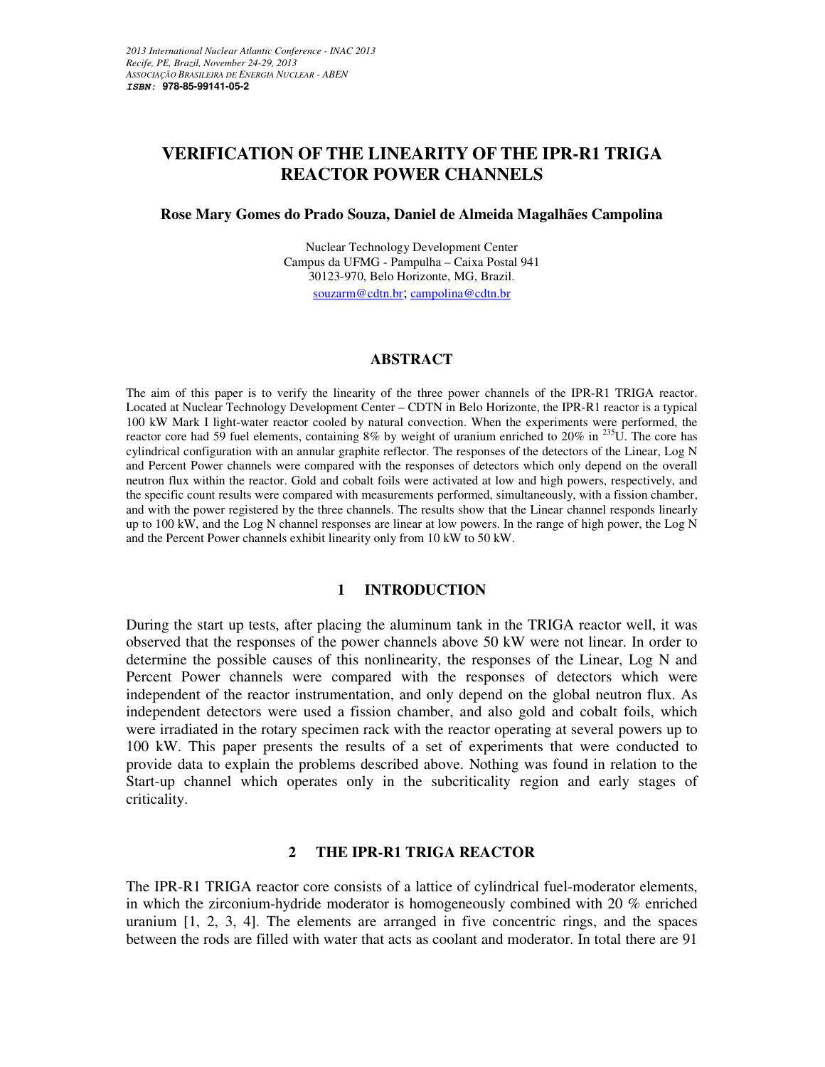# VERIFICATION OF THE LINEARITY OF THE IPR-R1 TRIGA REACTOR POWER CHANNELS

**Rose Mary Gomes do Prado Souza, Daniel de Almeida Magalhães Campolina**

Nuclear Technology Development Center
Campus da UFMG - Pampulha – Caixa Postal 941
30123-970, Belo Horizonte, MG, Brazil.
souzarm@cdtn.br; campolina@cdtn.br

## ABSTRACT

The aim of this paper is to verify the linearity of the three power channels of the IPR-R1 TRIGA reactor. Located at Nuclear Technology Development Center – CDTN in Belo Horizonte, the IPR-R1 reactor is a typical 100 kW Mark I light-water reactor cooled by natural convection. When the experiments were performed, the reactor core had 59 fuel elements, containing 8% by weight of uranium enriched to 20% in $^{235}U$. The core has cylindrical configuration with an annular graphite reflector. The responses of the detectors of the Linear, Log N and Percent Power channels were compared with the responses of detectors which only depend on the overall neutron flux within the reactor. Gold and cobalt foils were activated at low and high powers, respectively, and the specific count results were compared with measurements performed, simultaneously, with a fission chamber, and with the power registered by the three channels. The results show that the Linear channel responds linearly up to 100 kW, and the Log N channel responses are linear at low powers. In the range of high power, the Log N and the Percent Power channels exhibit linearity only from 10 kW to 50 kW.

## 1 INTRODUCTION

During the start up tests, after placing the aluminum tank in the TRIGA reactor well, it was observed that the responses of the power channels above 50 kW were not linear. In order to determine the possible causes of this nonlinearity, the responses of the Linear, Log N and Percent Power channels were compared with the responses of detectors which were independent of the reactor instrumentation, and only depend on the global neutron flux. As independent detectors were used a fission chamber, and also gold and cobalt foils, which were irradiated in the rotary specimen rack with the reactor operating at several powers up to 100 kW. This paper presents the results of a set of experiments that were conducted to provide data to explain the problems described above. Nothing was found in relation to the Start-up channel which operates only in the subcriticality region and early stages of criticality.

## 2 THE IPR-R1 TRIGA REACTOR

The IPR-R1 TRIGA reactor core consists of a lattice of cylindrical fuel-moderator elements, in which the zirconium-hydride moderator is homogeneously combined with 20 % enriched uranium [1, 2, 3, 4]. The elements are arranged in five concentric rings, and the spaces between the rods are filled with water that acts as coolant and moderator. In total there are 91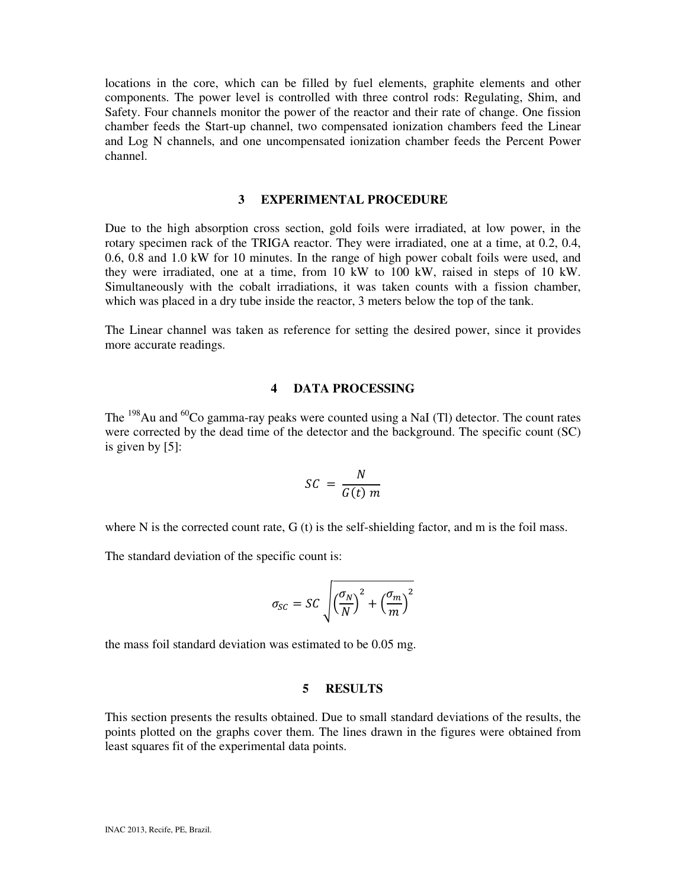locations in the core, which can be filled by fuel elements, graphite elements and other components. The power level is controlled with three control rods: Regulating, Shim, and Safety. Four channels monitor the power of the reactor and their rate of change. One fission chamber feeds the Start-up channel, two compensated ionization chambers feed the Linear and Log N channels, and one uncompensated ionization chamber feeds the Percent Power channel.

## 3 EXPERIMENTAL PROCEDURE

Due to the high absorption cross section, gold foils were irradiated, at low power, in the rotary specimen rack of the TRIGA reactor. They were irradiated, one at a time, at 0.2, 0.4, 0.6, 0.8 and 1.0 kW for 10 minutes. In the range of high power cobalt foils were used, and they were irradiated, one at a time, from 10 kW to 100 kW, raised in steps of 10 kW. Simultaneously with the cobalt irradiations, it was taken counts with a fission chamber, which was placed in a dry tube inside the reactor, 3 meters below the top of the tank.

The Linear channel was taken as reference for setting the desired power, since it provides more accurate readings.

## 4 DATA PROCESSING

The $^{198}$Au and $^{60}$Co gamma-ray peaks were counted using a NaI (Tl) detector. The count rates were corrected by the dead time of the detector and the background. The specific count (SC) is given by [5]:

$$SC = \frac{N}{G(t)\ m}$$

where N is the corrected count rate, G (t) is the self-shielding factor, and m is the foil mass.

The standard deviation of the specific count is:

$$\sigma_{SC} = SC \sqrt{\left(\frac{\sigma_N}{N}\right)^2 + \left(\frac{\sigma_m}{m}\right)^2}$$

the mass foil standard deviation was estimated to be 0.05 mg.

## 5 RESULTS

This section presents the results obtained. Due to small standard deviations of the results, the points plotted on the graphs cover them. The lines drawn in the figures were obtained from least squares fit of the experimental data points.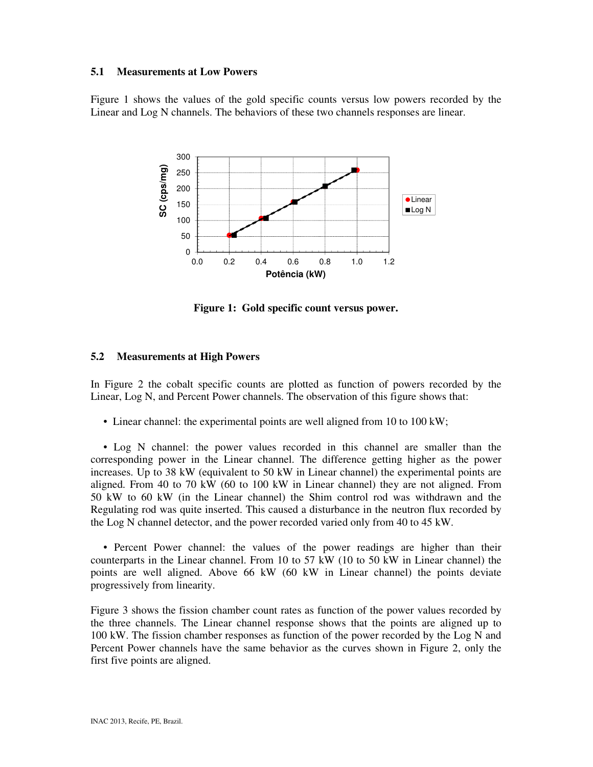### 5.1 Measurements at Low Powers

Figure 1 shows the values of the gold specific counts versus low powers recorded by the Linear and Log N channels. The behaviors of these two channels responses are linear.

**Figure 1: Gold specific count versus power.**

### 5.2 Measurements at High Powers

In Figure 2 the cobalt specific counts are plotted as function of powers recorded by the Linear, Log N, and Percent Power channels. The observation of this figure shows that:

- Linear channel: the experimental points are well aligned from 10 to 100 kW;

- Log N channel: the power values recorded in this channel are smaller than the corresponding power in the Linear channel. The difference getting higher as the power increases. Up to 38 kW (equivalent to 50 kW in Linear channel) the experimental points are aligned. From 40 to 70 kW (60 to 100 kW in Linear channel) they are not aligned. From 50 kW to 60 kW (in the Linear channel) the Shim control rod was withdrawn and the Regulating rod was quite inserted. This caused a disturbance in the neutron flux recorded by the Log N channel detector, and the power recorded varied only from 40 to 45 kW.

- Percent Power channel: the values of the power readings are higher than their counterparts in the Linear channel. From 10 to 57 kW (10 to 50 kW in Linear channel) the points are well aligned. Above 66 kW (60 kW in Linear channel) the points deviate progressively from linearity.

Figure 3 shows the fission chamber count rates as function of the power values recorded by the three channels. The Linear channel response shows that the points are aligned up to 100 kW. The fission chamber responses as function of the power recorded by the Log N and Percent Power channels have the same behavior as the curves shown in Figure 2, only the first five points are aligned.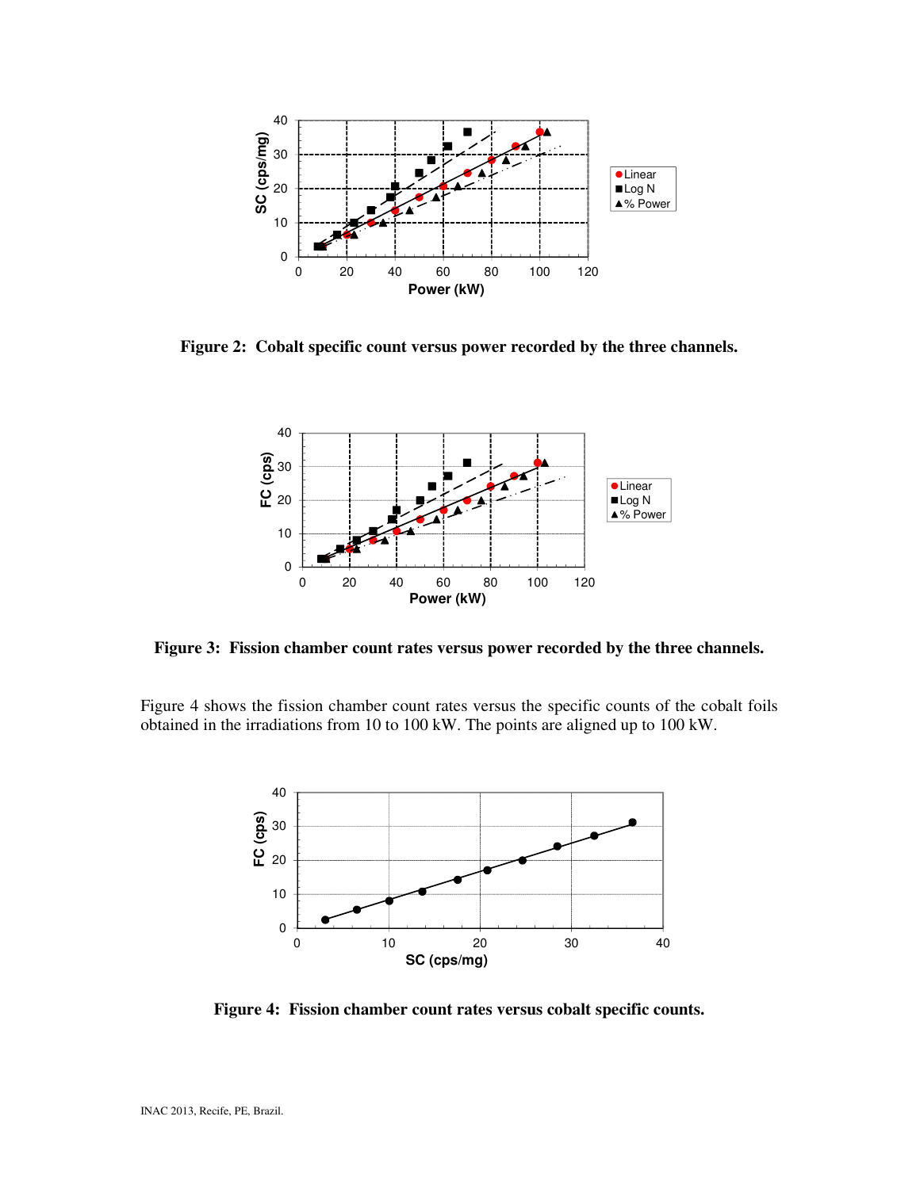Figure 2: Cobalt specific count versus power recorded by the three channels.

Figure 3: Fission chamber count rates versus power recorded by the three channels.

Figure 4 shows the fission chamber count rates versus the specific counts of the cobalt foils obtained in the irradiations from 10 to 100 kW. The points are aligned up to 100 kW.

Figure 4: Fission chamber count rates versus cobalt specific counts.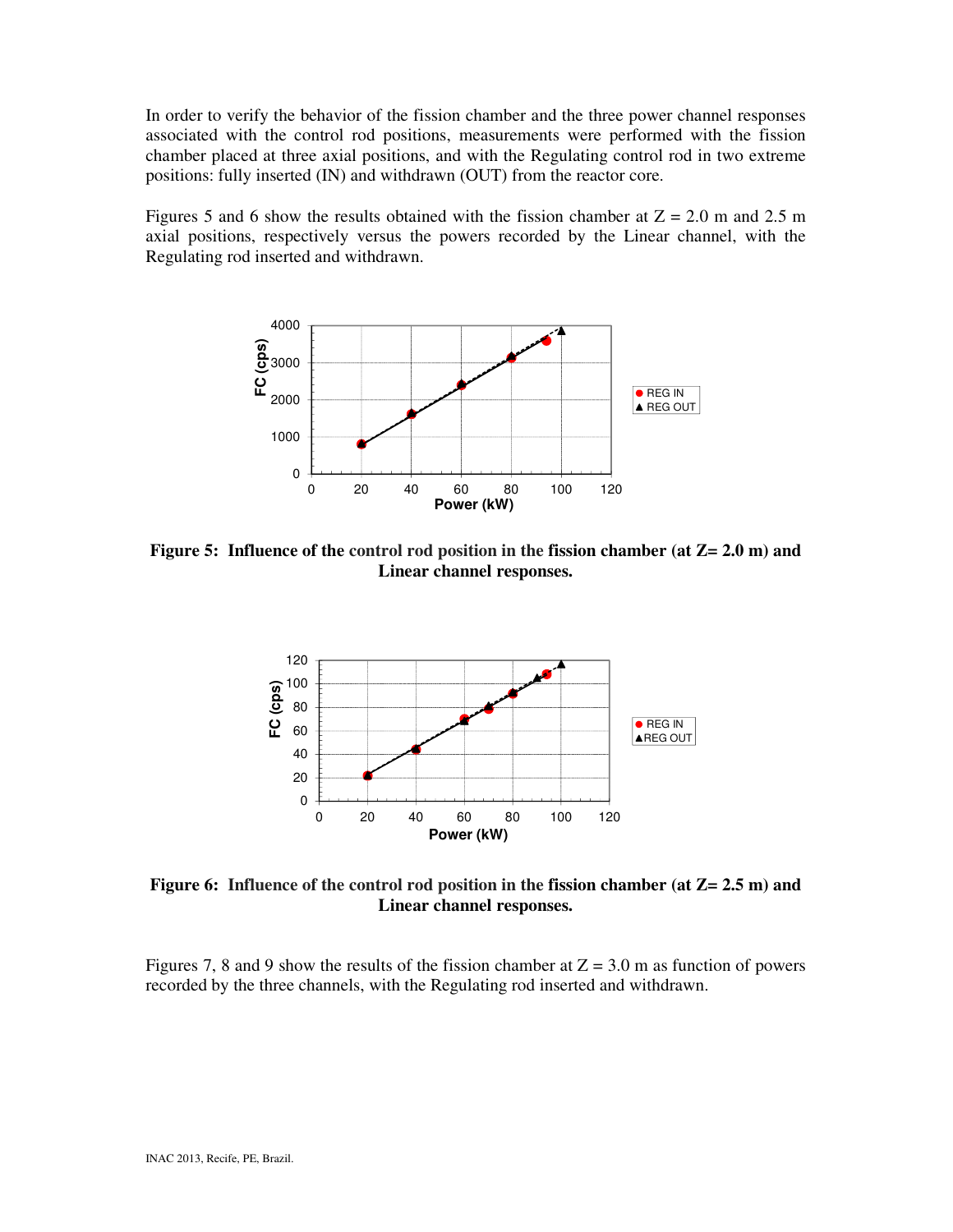In order to verify the behavior of the fission chamber and the three power channel responses associated with the control rod positions, measurements were performed with the fission chamber placed at three axial positions, and with the Regulating control rod in two extreme positions: fully inserted (IN) and withdrawn (OUT) from the reactor core.

Figures 5 and 6 show the results obtained with the fission chamber at Z = 2.0 m and 2.5 m axial positions, respectively versus the powers recorded by the Linear channel, with the Regulating rod inserted and withdrawn.

**Figure 5: Influence of the control rod position in the fission chamber (at Z= 2.0 m) and Linear channel responses.**

**Figure 6: Influence of the control rod position in the fission chamber (at Z= 2.5 m) and Linear channel responses.**

Figures 7, 8 and 9 show the results of the fission chamber at Z = 3.0 m as function of powers recorded by the three channels, with the Regulating rod inserted and withdrawn.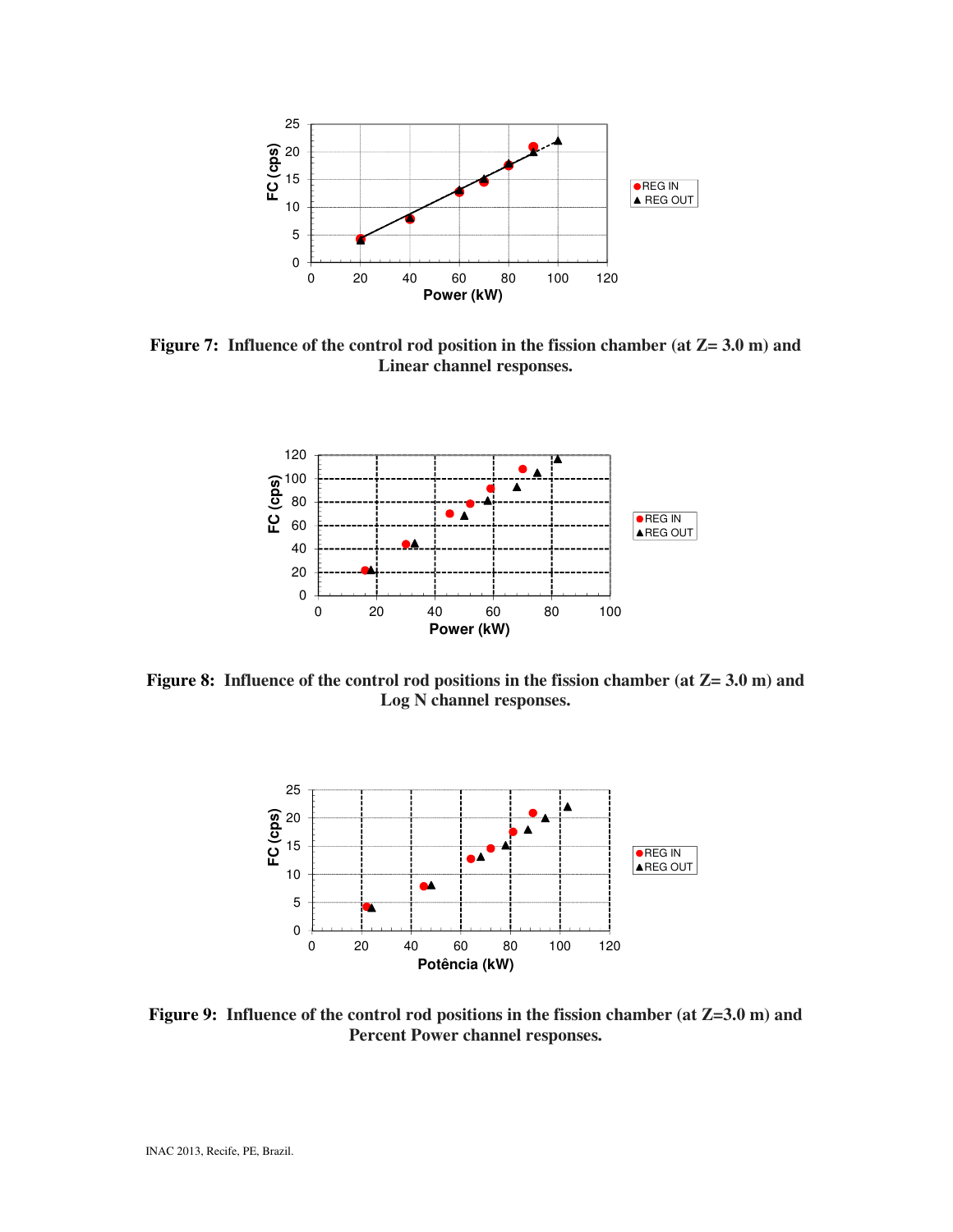**Figure 7: Influence of the control rod position in the fission chamber (at Z= 3.0 m) and Linear channel responses.**

**Figure 8: Influence of the control rod positions in the fission chamber (at Z= 3.0 m) and Log N channel responses.**

**Figure 9: Influence of the control rod positions in the fission chamber (at Z=3.0 m) and Percent Power channel responses.**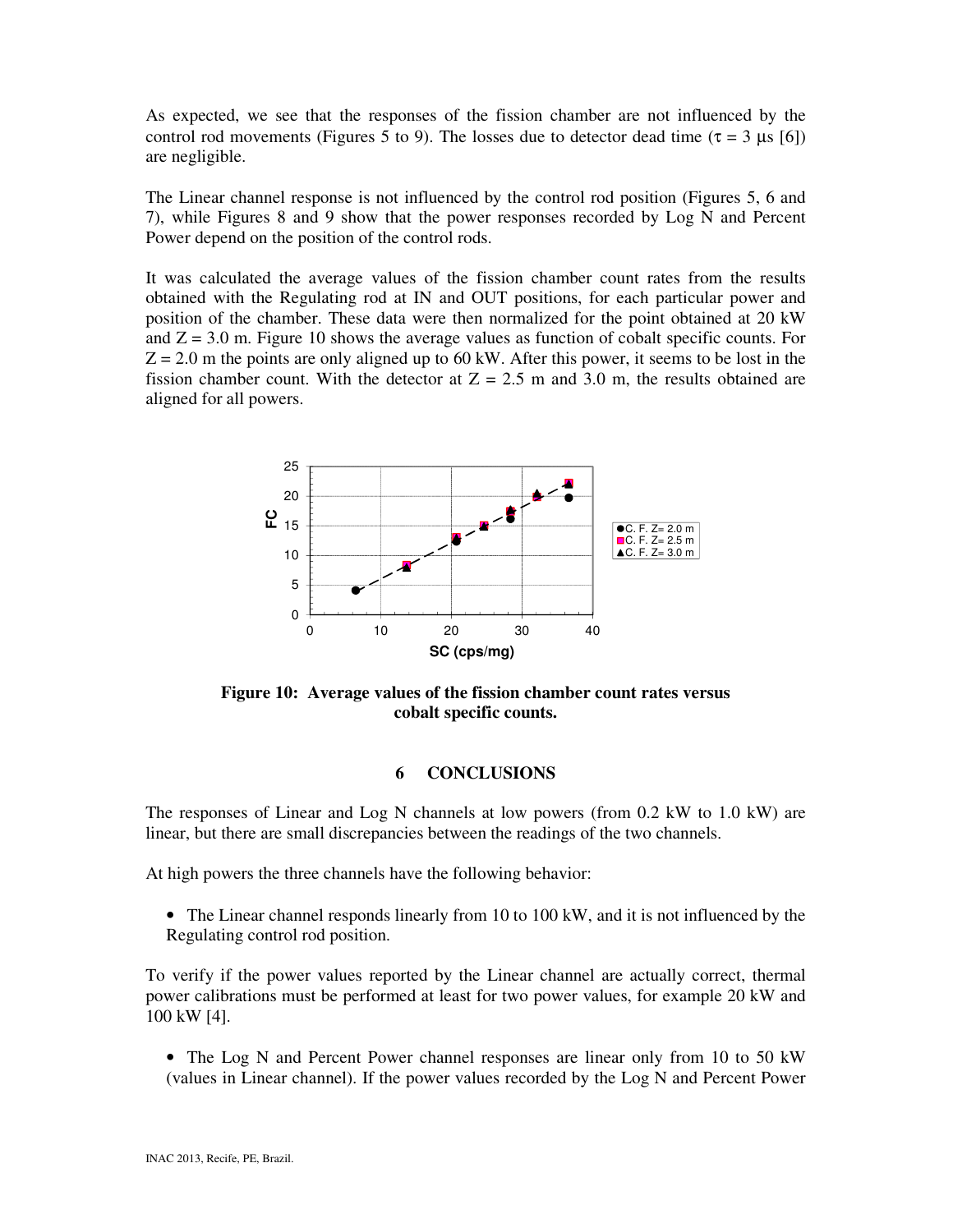As expected, we see that the responses of the fission chamber are not influenced by the control rod movements (Figures 5 to 9). The losses due to detector dead time ($\tau = 3$ μs [6]) are negligible.

The Linear channel response is not influenced by the control rod position (Figures 5, 6 and 7), while Figures 8 and 9 show that the power responses recorded by Log N and Percent Power depend on the position of the control rods.

It was calculated the average values of the fission chamber count rates from the results obtained with the Regulating rod at IN and OUT positions, for each particular power and position of the chamber. These data were then normalized for the point obtained at 20 kW and Z = 3.0 m. Figure 10 shows the average values as function of cobalt specific counts. For Z = 2.0 m the points are only aligned up to 60 kW. After this power, it seems to be lost in the fission chamber count. With the detector at Z = 2.5 m and 3.0 m, the results obtained are aligned for all powers.

**Figure 10: Average values of the fission chamber count rates versus cobalt specific counts.**

## 6 CONCLUSIONS

The responses of Linear and Log N channels at low powers (from 0.2 kW to 1.0 kW) are linear, but there are small discrepancies between the readings of the two channels.

At high powers the three channels have the following behavior:

- The Linear channel responds linearly from 10 to 100 kW, and it is not influenced by the Regulating control rod position.

To verify if the power values reported by the Linear channel are actually correct, thermal power calibrations must be performed at least for two power values, for example 20 kW and 100 kW [4].

- The Log N and Percent Power channel responses are linear only from 10 to 50 kW (values in Linear channel). If the power values recorded by the Log N and Percent Power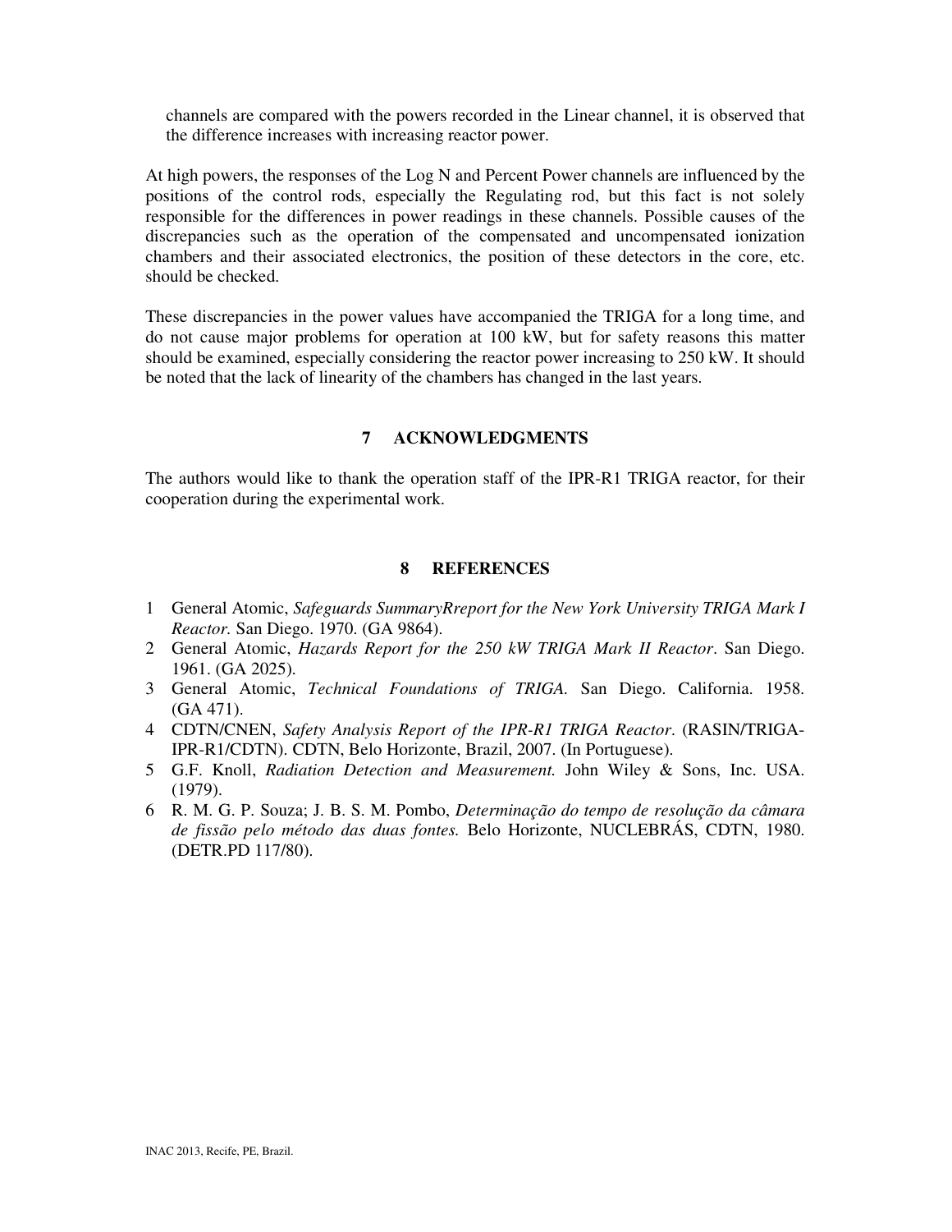channels are compared with the powers recorded in the Linear channel, it is observed that the difference increases with increasing reactor power.

At high powers, the responses of the Log N and Percent Power channels are influenced by the positions of the control rods, especially the Regulating rod, but this fact is not solely responsible for the differences in power readings in these channels. Possible causes of the discrepancies such as the operation of the compensated and uncompensated ionization chambers and their associated electronics, the position of these detectors in the core, etc. should be checked.

These discrepancies in the power values have accompanied the TRIGA for a long time, and do not cause major problems for operation at 100 kW, but for safety reasons this matter should be examined, especially considering the reactor power increasing to 250 kW. It should be noted that the lack of linearity of the chambers has changed in the last years.

## 7 ACKNOWLEDGMENTS

The authors would like to thank the operation staff of the IPR-R1 TRIGA reactor, for their cooperation during the experimental work.

## 8 REFERENCES

1. General Atomic, *Safeguards SummaryRreport for the New York University TRIGA Mark I Reactor.* San Diego. 1970. (GA 9864).
2. General Atomic, *Hazards Report for the 250 kW TRIGA Mark II Reactor*. San Diego. 1961. (GA 2025).
3. General Atomic, *Technical Foundations of TRIGA*. San Diego. California. 1958. (GA 471).
4. CDTN/CNEN, *Safety Analysis Report of the IPR-R1 TRIGA Reactor*. (RASIN/TRIGA-IPR-R1/CDTN). CDTN, Belo Horizonte, Brazil, 2007. (In Portuguese).
5. G.F. Knoll, *Radiation Detection and Measurement.* John Wiley & Sons, Inc. USA. (1979).
6. R. M. G. P. Souza; J. B. S. M. Pombo, *Determinação do tempo de resolução da câmara de fissão pelo método das duas fontes.* Belo Horizonte, NUCLEBRÁS, CDTN, 1980. (DETR.PD 117/80).